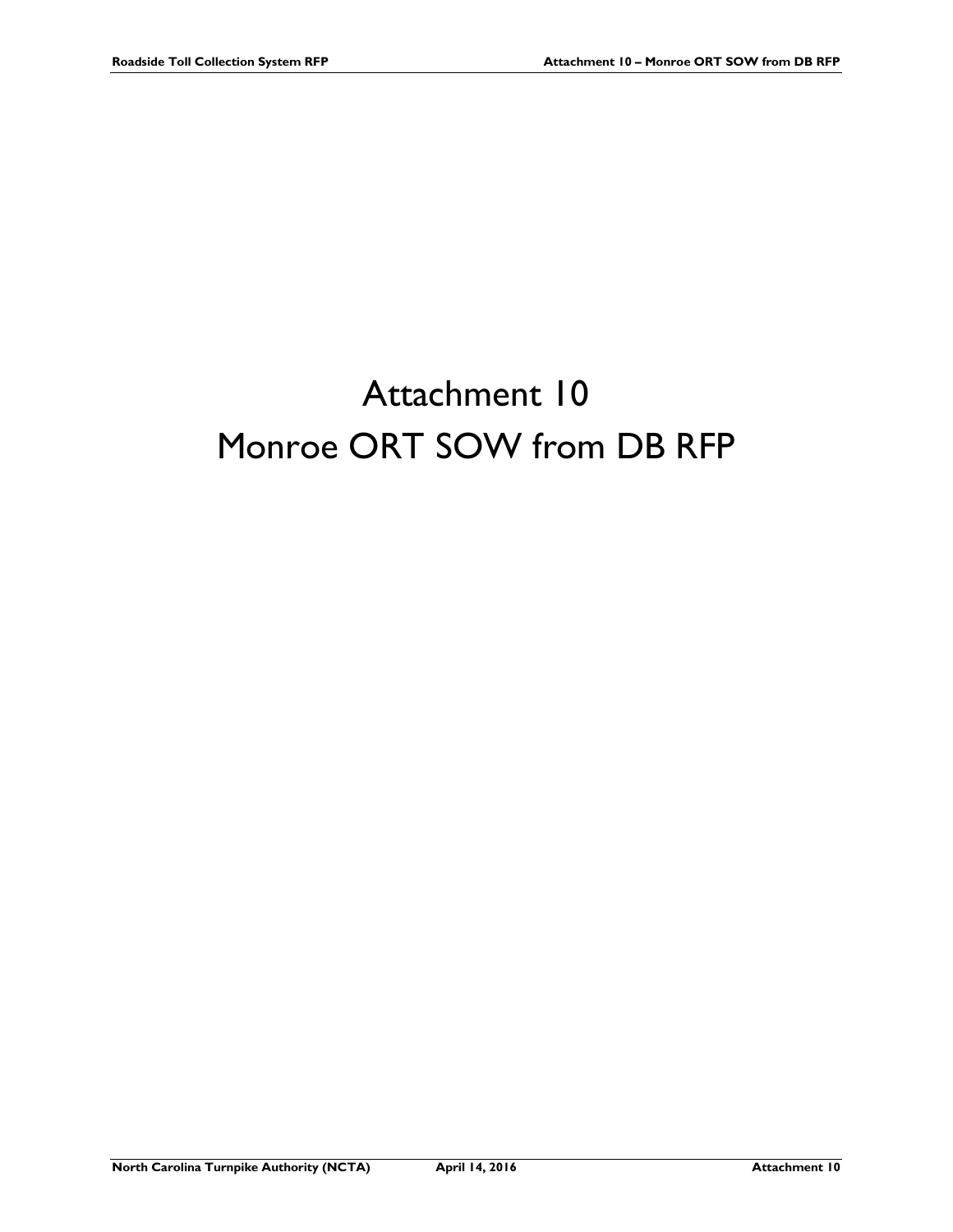# Attachment 10

# Monroe ORT SOW from DB RFP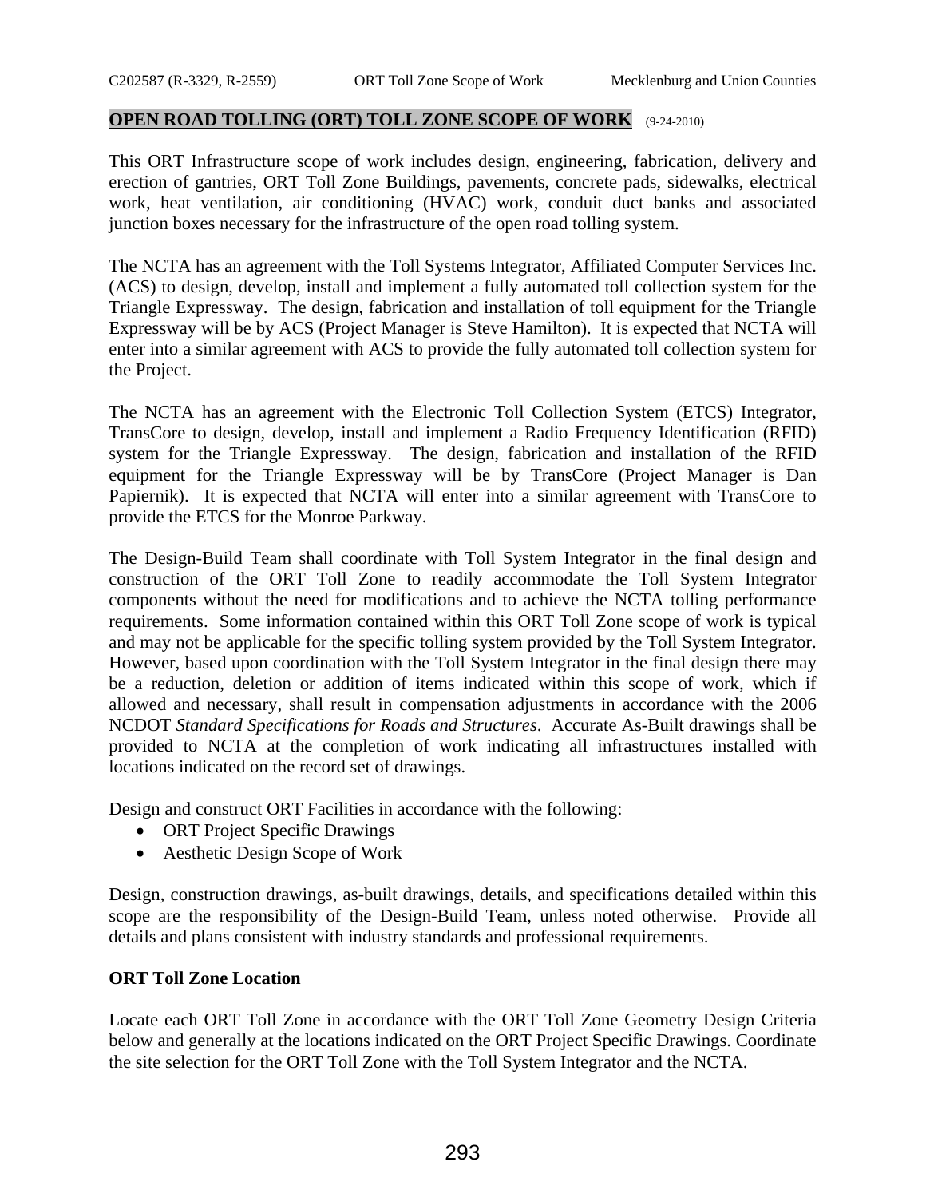## OPEN ROAD TOLLING (ORT) TOLL ZONE SCOPE OF WORK (9-24-2010)

This ORT Infrastructure scope of work includes design, engineering, fabrication, delivery and erection of gantries, ORT Toll Zone Buildings, pavements, concrete pads, sidewalks, electrical work, heat ventilation, air conditioning (HVAC) work, conduit duct banks and associated junction boxes necessary for the infrastructure of the open road tolling system.

The NCTA has an agreement with the Toll Systems Integrator, Affiliated Computer Services Inc. (ACS) to design, develop, install and implement a fully automated toll collection system for the Triangle Expressway. The design, fabrication and installation of toll equipment for the Triangle Expressway will be by ACS (Project Manager is Steve Hamilton). It is expected that NCTA will enter into a similar agreement with ACS to provide the fully automated toll collection system for the Project.

The NCTA has an agreement with the Electronic Toll Collection System (ETCS) Integrator, TransCore to design, develop, install and implement a Radio Frequency Identification (RFID) system for the Triangle Expressway. The design, fabrication and installation of the RFID equipment for the Triangle Expressway will be by TransCore (Project Manager is Dan Papiernik). It is expected that NCTA will enter into a similar agreement with TransCore to provide the ETCS for the Monroe Parkway.

The Design-Build Team shall coordinate with Toll System Integrator in the final design and construction of the ORT Toll Zone to readily accommodate the Toll System Integrator components without the need for modifications and to achieve the NCTA tolling performance requirements. Some information contained within this ORT Toll Zone scope of work is typical and may not be applicable for the specific tolling system provided by the Toll System Integrator. However, based upon coordination with the Toll System Integrator in the final design there may be a reduction, deletion or addition of items indicated within this scope of work, which if allowed and necessary, shall result in compensation adjustments in accordance with the 2006 NCDOT *Standard Specifications for Roads and Structures*. Accurate As-Built drawings shall be provided to NCTA at the completion of work indicating all infrastructures installed with locations indicated on the record set of drawings.

Design and construct ORT Facilities in accordance with the following:

- ORT Project Specific Drawings
- Aesthetic Design Scope of Work

Design, construction drawings, as-built drawings, details, and specifications detailed within this scope are the responsibility of the Design-Build Team, unless noted otherwise. Provide all details and plans consistent with industry standards and professional requirements.

### ORT Toll Zone Location

Locate each ORT Toll Zone in accordance with the ORT Toll Zone Geometry Design Criteria below and generally at the locations indicated on the ORT Project Specific Drawings. Coordinate the site selection for the ORT Toll Zone with the Toll System Integrator and the NCTA.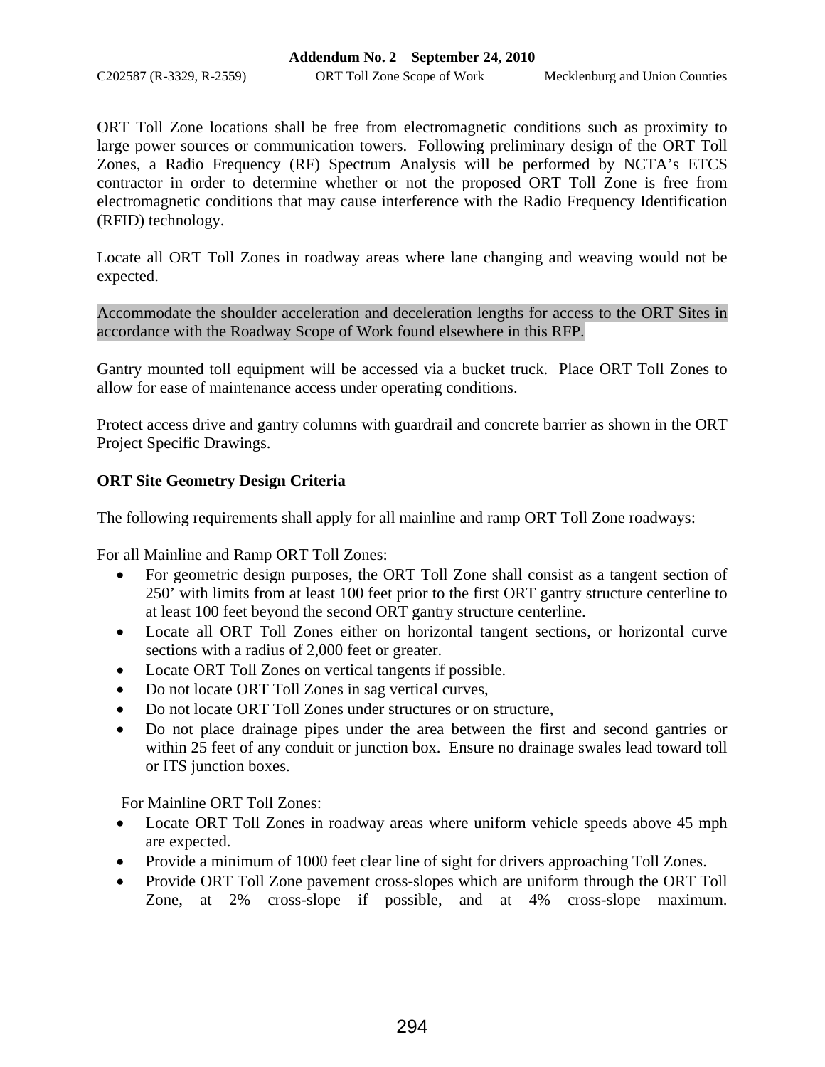ORT Toll Zone locations shall be free from electromagnetic conditions such as proximity to large power sources or communication towers. Following preliminary design of the ORT Toll Zones, a Radio Frequency (RF) Spectrum Analysis will be performed by NCTA's ETCS contractor in order to determine whether or not the proposed ORT Toll Zone is free from electromagnetic conditions that may cause interference with the Radio Frequency Identification (RFID) technology.

Locate all ORT Toll Zones in roadway areas where lane changing and weaving would not be expected.

Accommodate the shoulder acceleration and deceleration lengths for access to the ORT Sites in accordance with the Roadway Scope of Work found elsewhere in this RFP.

Gantry mounted toll equipment will be accessed via a bucket truck. Place ORT Toll Zones to allow for ease of maintenance access under operating conditions.

Protect access drive and gantry columns with guardrail and concrete barrier as shown in the ORT Project Specific Drawings.

**ORT Site Geometry Design Criteria**

The following requirements shall apply for all mainline and ramp ORT Toll Zone roadways:

For all Mainline and Ramp ORT Toll Zones:

- For geometric design purposes, the ORT Toll Zone shall consist as a tangent section of 250' with limits from at least 100 feet prior to the first ORT gantry structure centerline to at least 100 feet beyond the second ORT gantry structure centerline.
- Locate all ORT Toll Zones either on horizontal tangent sections, or horizontal curve sections with a radius of 2,000 feet or greater.
- Locate ORT Toll Zones on vertical tangents if possible.
- Do not locate ORT Toll Zones in sag vertical curves,
- Do not locate ORT Toll Zones under structures or on structure,
- Do not place drainage pipes under the area between the first and second gantries or within 25 feet of any conduit or junction box. Ensure no drainage swales lead toward toll or ITS junction boxes.

For Mainline ORT Toll Zones:

- Locate ORT Toll Zones in roadway areas where uniform vehicle speeds above 45 mph are expected.
- Provide a minimum of 1000 feet clear line of sight for drivers approaching Toll Zones.
- Provide ORT Toll Zone pavement cross-slopes which are uniform through the ORT Toll Zone, at 2% cross-slope if possible, and at 4% cross-slope maximum.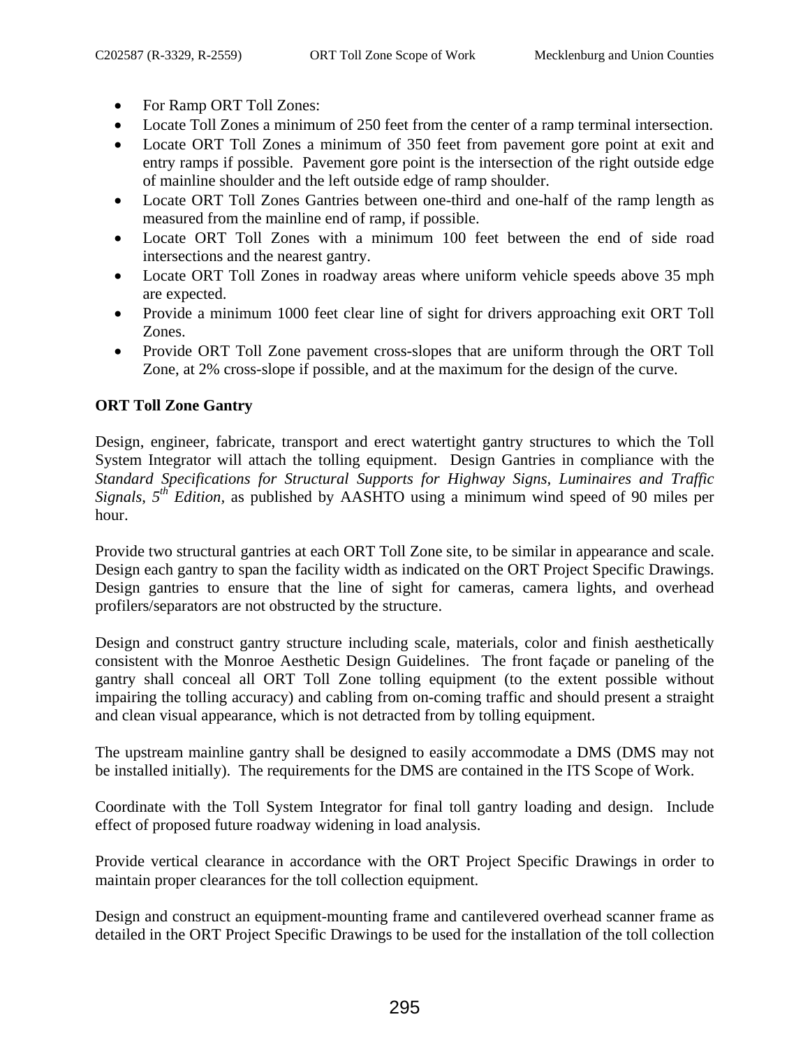- For Ramp ORT Toll Zones:
- Locate Toll Zones a minimum of 250 feet from the center of a ramp terminal intersection.
- Locate ORT Toll Zones a minimum of 350 feet from pavement gore point at exit and entry ramps if possible. Pavement gore point is the intersection of the right outside edge of mainline shoulder and the left outside edge of ramp shoulder.
- Locate ORT Toll Zones Gantries between one-third and one-half of the ramp length as measured from the mainline end of ramp, if possible.
- Locate ORT Toll Zones with a minimum 100 feet between the end of side road intersections and the nearest gantry.
- Locate ORT Toll Zones in roadway areas where uniform vehicle speeds above 35 mph are expected.
- Provide a minimum 1000 feet clear line of sight for drivers approaching exit ORT Toll Zones.
- Provide ORT Toll Zone pavement cross-slopes that are uniform through the ORT Toll Zone, at 2% cross-slope if possible, and at the maximum for the design of the curve.

**ORT Toll Zone Gantry**

Design, engineer, fabricate, transport and erect watertight gantry structures to which the Toll System Integrator will attach the tolling equipment. Design Gantries in compliance with the *Standard Specifications for Structural Supports for Highway Signs, Luminaires and Traffic Signals, 5th Edition,* as published by AASHTO using a minimum wind speed of 90 miles per hour.

Provide two structural gantries at each ORT Toll Zone site, to be similar in appearance and scale. Design each gantry to span the facility width as indicated on the ORT Project Specific Drawings. Design gantries to ensure that the line of sight for cameras, camera lights, and overhead profilers/separators are not obstructed by the structure.

Design and construct gantry structure including scale, materials, color and finish aesthetically consistent with the Monroe Aesthetic Design Guidelines. The front façade or paneling of the gantry shall conceal all ORT Toll Zone tolling equipment (to the extent possible without impairing the tolling accuracy) and cabling from on-coming traffic and should present a straight and clean visual appearance, which is not detracted from by tolling equipment.

The upstream mainline gantry shall be designed to easily accommodate a DMS (DMS may not be installed initially). The requirements for the DMS are contained in the ITS Scope of Work.

Coordinate with the Toll System Integrator for final toll gantry loading and design. Include effect of proposed future roadway widening in load analysis.

Provide vertical clearance in accordance with the ORT Project Specific Drawings in order to maintain proper clearances for the toll collection equipment.

Design and construct an equipment-mounting frame and cantilevered overhead scanner frame as detailed in the ORT Project Specific Drawings to be used for the installation of the toll collection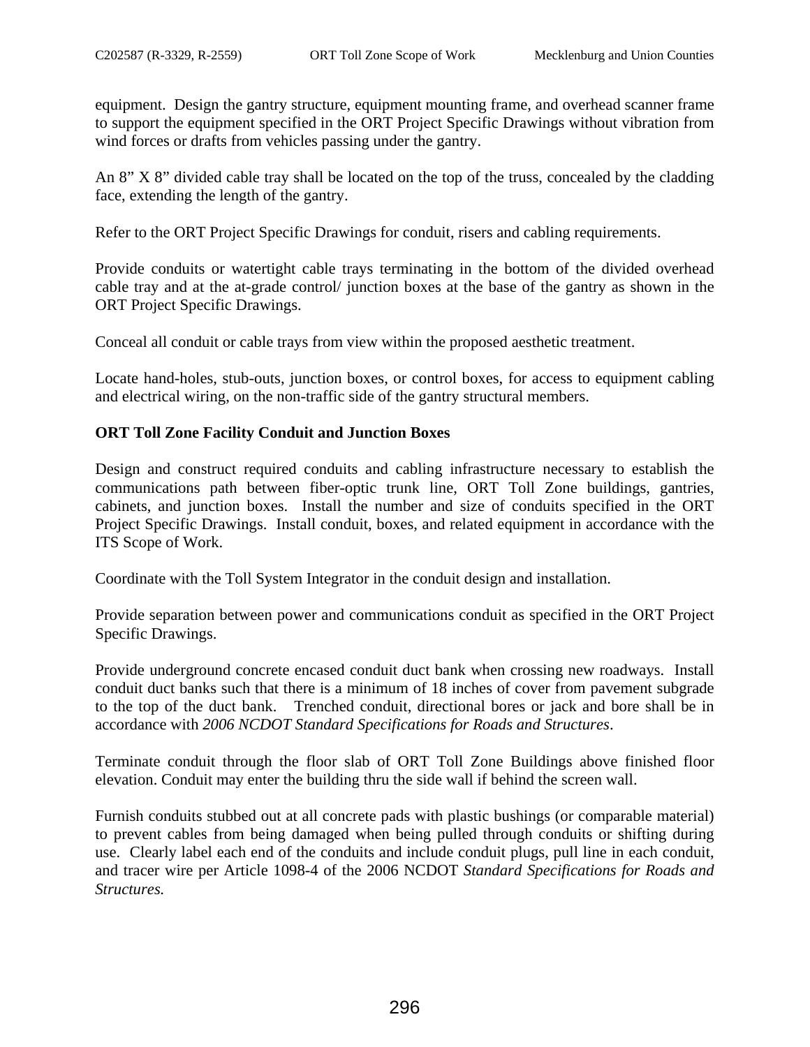equipment. Design the gantry structure, equipment mounting frame, and overhead scanner frame to support the equipment specified in the ORT Project Specific Drawings without vibration from wind forces or drafts from vehicles passing under the gantry.

An 8” X 8” divided cable tray shall be located on the top of the truss, concealed by the cladding face, extending the length of the gantry.

Refer to the ORT Project Specific Drawings for conduit, risers and cabling requirements.

Provide conduits or watertight cable trays terminating in the bottom of the divided overhead cable tray and at the at-grade control/ junction boxes at the base of the gantry as shown in the ORT Project Specific Drawings.

Conceal all conduit or cable trays from view within the proposed aesthetic treatment.

Locate hand-holes, stub-outs, junction boxes, or control boxes, for access to equipment cabling and electrical wiring, on the non-traffic side of the gantry structural members.

**ORT Toll Zone Facility Conduit and Junction Boxes**

Design and construct required conduits and cabling infrastructure necessary to establish the communications path between fiber-optic trunk line, ORT Toll Zone buildings, gantries, cabinets, and junction boxes. Install the number and size of conduits specified in the ORT Project Specific Drawings. Install conduit, boxes, and related equipment in accordance with the ITS Scope of Work.

Coordinate with the Toll System Integrator in the conduit design and installation.

Provide separation between power and communications conduit as specified in the ORT Project Specific Drawings.

Provide underground concrete encased conduit duct bank when crossing new roadways. Install conduit duct banks such that there is a minimum of 18 inches of cover from pavement subgrade to the top of the duct bank. Trenched conduit, directional bores or jack and bore shall be in accordance with *2006 NCDOT Standard Specifications for Roads and Structures*.

Terminate conduit through the floor slab of ORT Toll Zone Buildings above finished floor elevation. Conduit may enter the building thru the side wall if behind the screen wall.

Furnish conduits stubbed out at all concrete pads with plastic bushings (or comparable material) to prevent cables from being damaged when being pulled through conduits or shifting during use. Clearly label each end of the conduits and include conduit plugs, pull line in each conduit, and tracer wire per Article 1098-4 of the 2006 NCDOT *Standard Specifications for Roads and Structures.*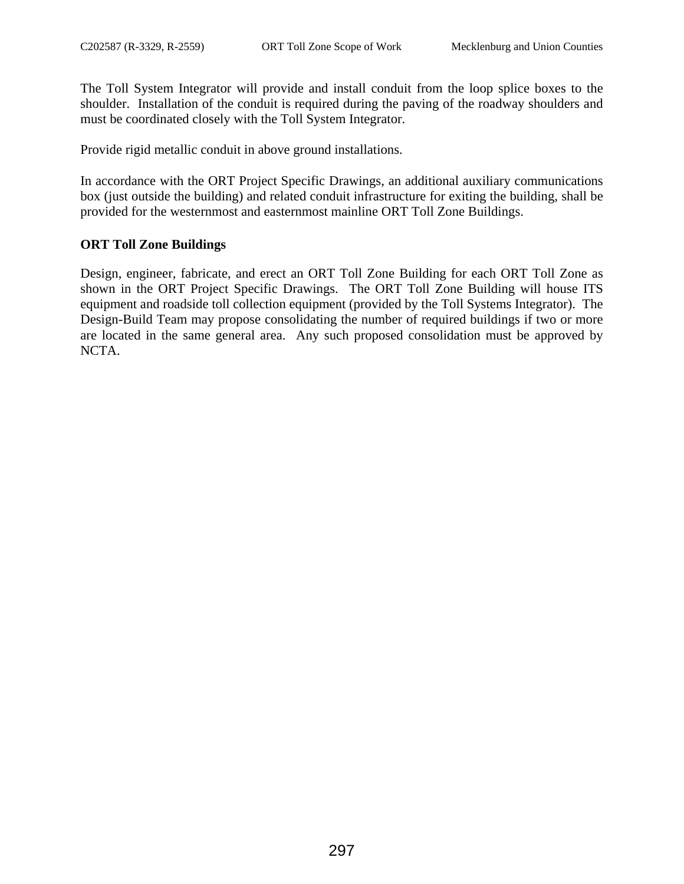The Toll System Integrator will provide and install conduit from the loop splice boxes to the shoulder. Installation of the conduit is required during the paving of the roadway shoulders and must be coordinated closely with the Toll System Integrator.

Provide rigid metallic conduit in above ground installations.

In accordance with the ORT Project Specific Drawings, an additional auxiliary communications box (just outside the building) and related conduit infrastructure for exiting the building, shall be provided for the westernmost and easternmost mainline ORT Toll Zone Buildings.

**ORT Toll Zone Buildings**

Design, engineer, fabricate, and erect an ORT Toll Zone Building for each ORT Toll Zone as shown in the ORT Project Specific Drawings. The ORT Toll Zone Building will house ITS equipment and roadside toll collection equipment (provided by the Toll Systems Integrator). The Design-Build Team may propose consolidating the number of required buildings if two or more are located in the same general area. Any such proposed consolidation must be approved by NCTA.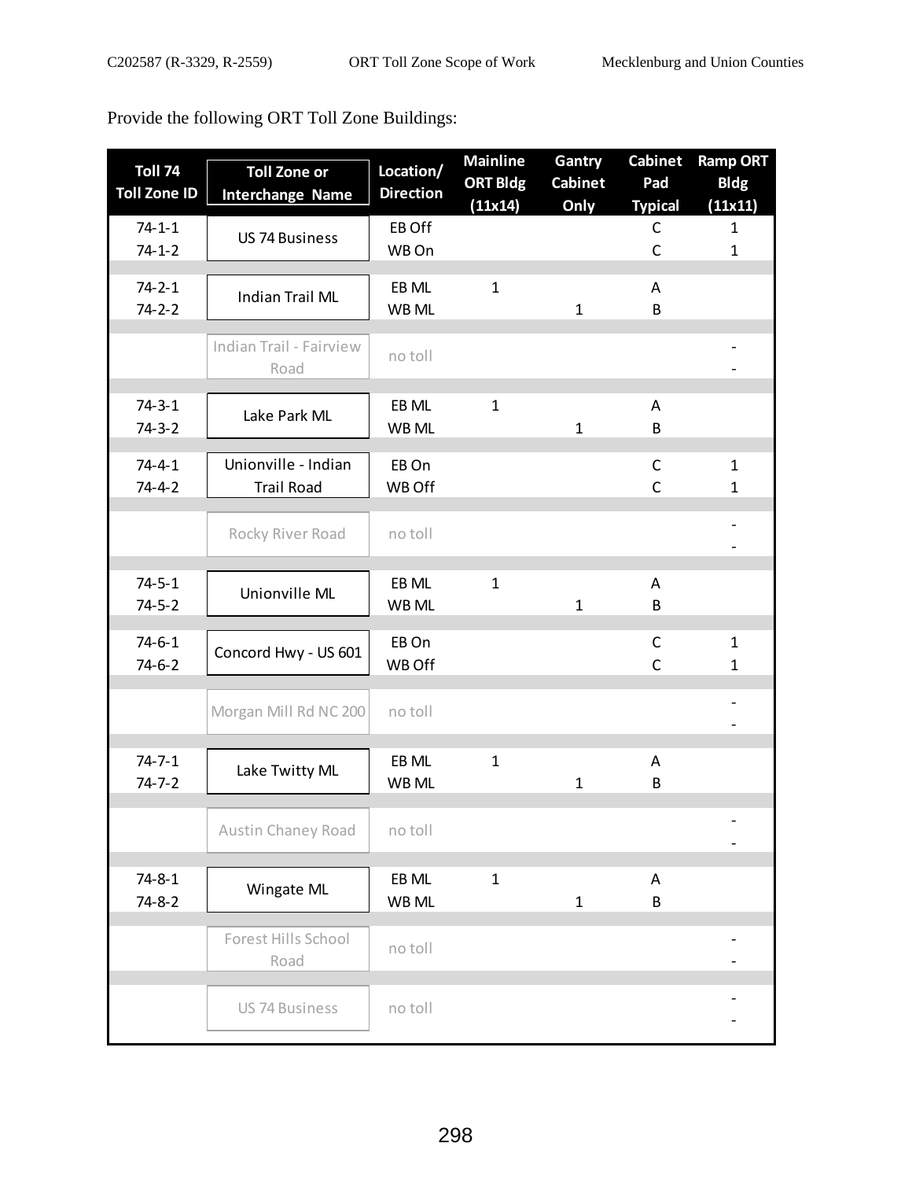Provide the following ORT Toll Zone Buildings:

| Toll 74 Toll Zone ID | Toll Zone or Interchange Name | Location/ Direction | Mainline ORT Bldg (11x14) | Gantry Cabinet Only | Cabinet Pad Typical | Ramp ORT Bldg (11x11) |
|---|---|---|---|---|---|---|
| 74-1-1 | US 74 Business | EB Off | | | C | 1 |
| 74-1-2 | | WB On | | | C | 1 |
| 74-2-1 | Indian Trail ML | EB ML | 1 | | A | |
| 74-2-2 | | WB ML | | 1 | B | |
| | Indian Trail - Fairview Road | no toll | | | | - |
| | | | | | | - |
| 74-3-1 | Lake Park ML | EB ML | 1 | | A | |
| 74-3-2 | | WB ML | | 1 | B | |
| 74-4-1 | Unionville - Indian Trail Road | EB On | | | C | 1 |
| 74-4-2 | | WB Off | | | C | 1 |
| | Rocky River Road | no toll | | | | - |
| | | | | | | - |
| 74-5-1 | Unionville ML | EB ML | 1 | | A | |
| 74-5-2 | | WB ML | | 1 | B | |
| 74-6-1 | Concord Hwy - US 601 | EB On | | | C | 1 |
| 74-6-2 | | WB Off | | | C | 1 |
| | Morgan Mill Rd NC 200 | no toll | | | | - |
| | | | | | | - |
| 74-7-1 | Lake Twitty ML | EB ML | 1 | | A | |
| 74-7-2 | | WB ML | | 1 | B | |
| | Austin Chaney Road | no toll | | | | - |
| | | | | | | - |
| 74-8-1 | Wingate ML | EB ML | 1 | | A | |
| 74-8-2 | | WB ML | | 1 | B | |
| | Forest Hills School Road | no toll | | | | - |
| | | | | | | - |
| | US 74 Business | no toll | | | | - |
| | | | | | | - |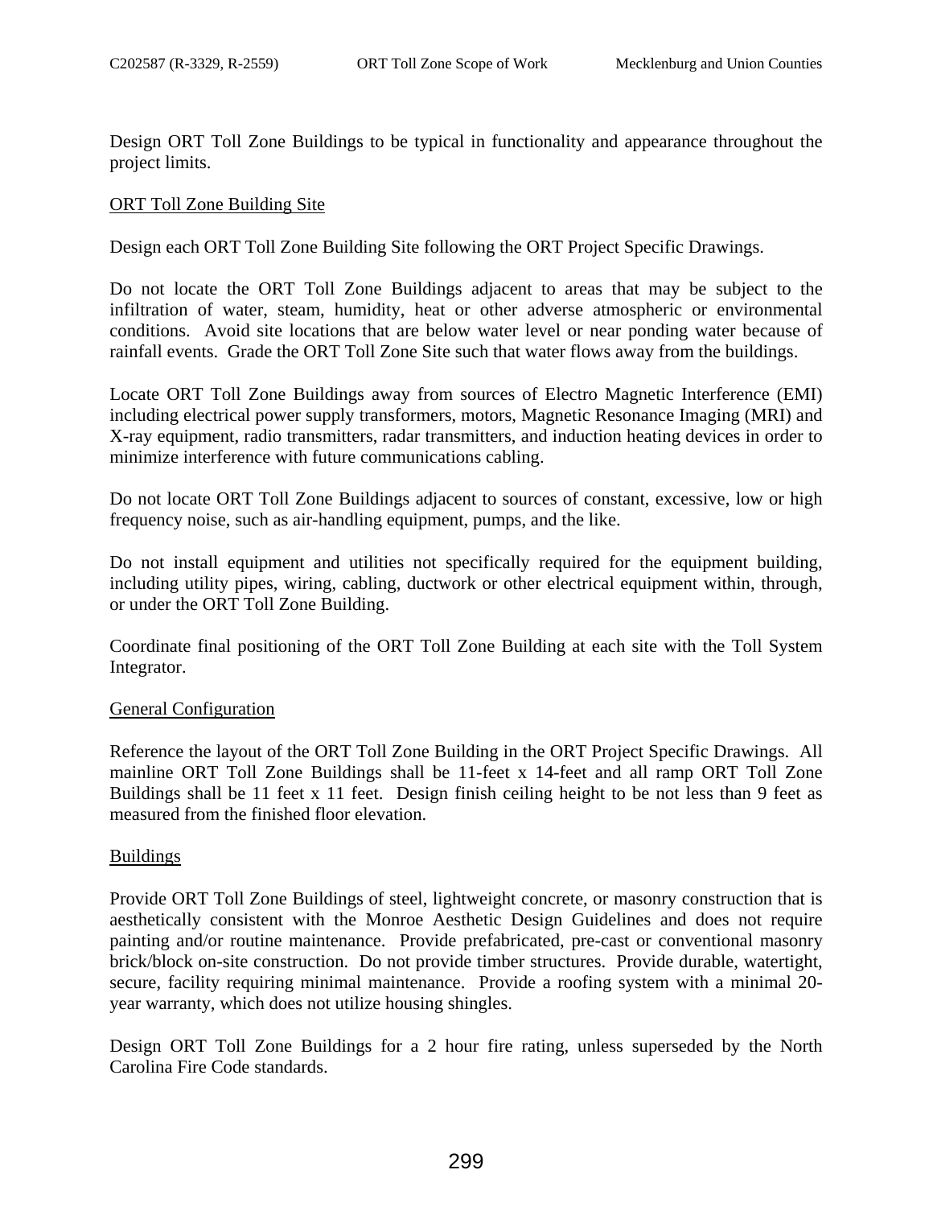Design ORT Toll Zone Buildings to be typical in functionality and appearance throughout the project limits.

<u>ORT Toll Zone Building Site</u>

Design each ORT Toll Zone Building Site following the ORT Project Specific Drawings.

Do not locate the ORT Toll Zone Buildings adjacent to areas that may be subject to the infiltration of water, steam, humidity, heat or other adverse atmospheric or environmental conditions. Avoid site locations that are below water level or near ponding water because of rainfall events. Grade the ORT Toll Zone Site such that water flows away from the buildings.

Locate ORT Toll Zone Buildings away from sources of Electro Magnetic Interference (EMI) including electrical power supply transformers, motors, Magnetic Resonance Imaging (MRI) and X-ray equipment, radio transmitters, radar transmitters, and induction heating devices in order to minimize interference with future communications cabling.

Do not locate ORT Toll Zone Buildings adjacent to sources of constant, excessive, low or high frequency noise, such as air-handling equipment, pumps, and the like.

Do not install equipment and utilities not specifically required for the equipment building, including utility pipes, wiring, cabling, ductwork or other electrical equipment within, through, or under the ORT Toll Zone Building.

Coordinate final positioning of the ORT Toll Zone Building at each site with the Toll System Integrator.

<u>General Configuration</u>

Reference the layout of the ORT Toll Zone Building in the ORT Project Specific Drawings. All mainline ORT Toll Zone Buildings shall be 11-feet x 14-feet and all ramp ORT Toll Zone Buildings shall be 11 feet x 11 feet. Design finish ceiling height to be not less than 9 feet as measured from the finished floor elevation.

<u>Buildings</u>

Provide ORT Toll Zone Buildings of steel, lightweight concrete, or masonry construction that is aesthetically consistent with the Monroe Aesthetic Design Guidelines and does not require painting and/or routine maintenance. Provide prefabricated, pre-cast or conventional masonry brick/block on-site construction. Do not provide timber structures. Provide durable, watertight, secure, facility requiring minimal maintenance. Provide a roofing system with a minimal 20-year warranty, which does not utilize housing shingles.

Design ORT Toll Zone Buildings for a 2 hour fire rating, unless superseded by the North Carolina Fire Code standards.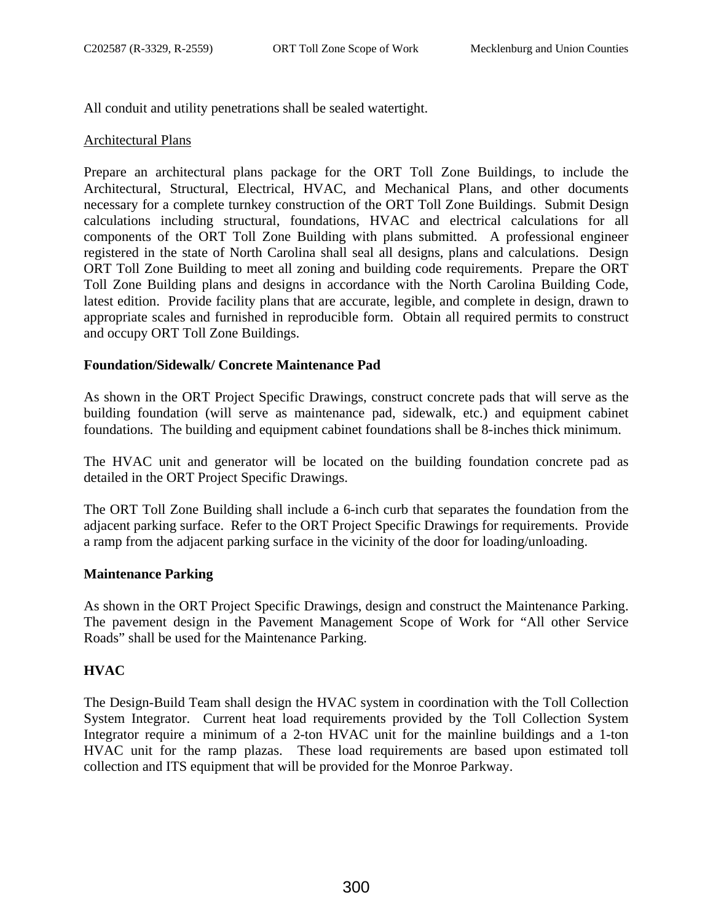All conduit and utility penetrations shall be sealed watertight.

Architectural Plans

Prepare an architectural plans package for the ORT Toll Zone Buildings, to include the Architectural, Structural, Electrical, HVAC, and Mechanical Plans, and other documents necessary for a complete turnkey construction of the ORT Toll Zone Buildings. Submit Design calculations including structural, foundations, HVAC and electrical calculations for all components of the ORT Toll Zone Building with plans submitted. A professional engineer registered in the state of North Carolina shall seal all designs, plans and calculations. Design ORT Toll Zone Building to meet all zoning and building code requirements. Prepare the ORT Toll Zone Building plans and designs in accordance with the North Carolina Building Code, latest edition. Provide facility plans that are accurate, legible, and complete in design, drawn to appropriate scales and furnished in reproducible form. Obtain all required permits to construct and occupy ORT Toll Zone Buildings.

**Foundation/Sidewalk/ Concrete Maintenance Pad**

As shown in the ORT Project Specific Drawings, construct concrete pads that will serve as the building foundation (will serve as maintenance pad, sidewalk, etc.) and equipment cabinet foundations. The building and equipment cabinet foundations shall be 8-inches thick minimum.

The HVAC unit and generator will be located on the building foundation concrete pad as detailed in the ORT Project Specific Drawings.

The ORT Toll Zone Building shall include a 6-inch curb that separates the foundation from the adjacent parking surface. Refer to the ORT Project Specific Drawings for requirements. Provide a ramp from the adjacent parking surface in the vicinity of the door for loading/unloading.

**Maintenance Parking**

As shown in the ORT Project Specific Drawings, design and construct the Maintenance Parking. The pavement design in the Pavement Management Scope of Work for "All other Service Roads" shall be used for the Maintenance Parking.

**HVAC**

The Design-Build Team shall design the HVAC system in coordination with the Toll Collection System Integrator. Current heat load requirements provided by the Toll Collection System Integrator require a minimum of a 2-ton HVAC unit for the mainline buildings and a 1-ton HVAC unit for the ramp plazas. These load requirements are based upon estimated toll collection and ITS equipment that will be provided for the Monroe Parkway.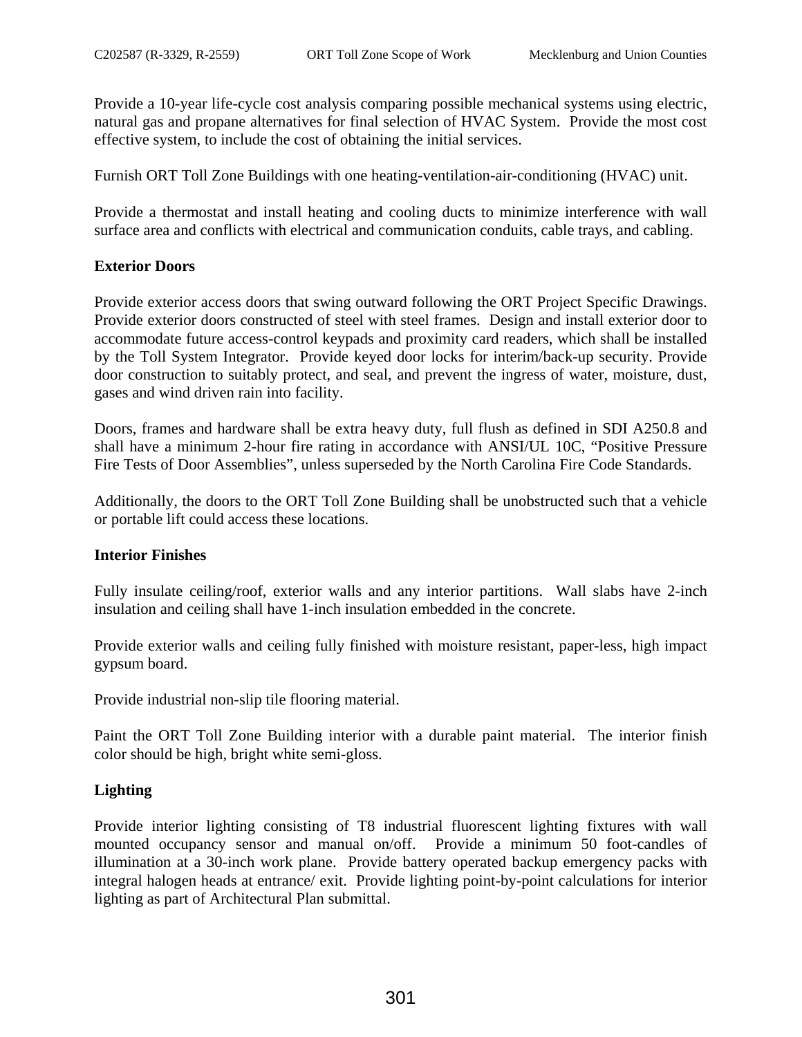Provide a 10-year life-cycle cost analysis comparing possible mechanical systems using electric, natural gas and propane alternatives for final selection of HVAC System. Provide the most cost effective system, to include the cost of obtaining the initial services.

Furnish ORT Toll Zone Buildings with one heating-ventilation-air-conditioning (HVAC) unit.

Provide a thermostat and install heating and cooling ducts to minimize interference with wall surface area and conflicts with electrical and communication conduits, cable trays, and cabling.

**Exterior Doors**

Provide exterior access doors that swing outward following the ORT Project Specific Drawings. Provide exterior doors constructed of steel with steel frames. Design and install exterior door to accommodate future access-control keypads and proximity card readers, which shall be installed by the Toll System Integrator. Provide keyed door locks for interim/back-up security. Provide door construction to suitably protect, and seal, and prevent the ingress of water, moisture, dust, gases and wind driven rain into facility.

Doors, frames and hardware shall be extra heavy duty, full flush as defined in SDI A250.8 and shall have a minimum 2-hour fire rating in accordance with ANSI/UL 10C, "Positive Pressure Fire Tests of Door Assemblies", unless superseded by the North Carolina Fire Code Standards.

Additionally, the doors to the ORT Toll Zone Building shall be unobstructed such that a vehicle or portable lift could access these locations.

**Interior Finishes**

Fully insulate ceiling/roof, exterior walls and any interior partitions. Wall slabs have 2-inch insulation and ceiling shall have 1-inch insulation embedded in the concrete.

Provide exterior walls and ceiling fully finished with moisture resistant, paper-less, high impact gypsum board.

Provide industrial non-slip tile flooring material.

Paint the ORT Toll Zone Building interior with a durable paint material. The interior finish color should be high, bright white semi-gloss.

**Lighting**

Provide interior lighting consisting of T8 industrial fluorescent lighting fixtures with wall mounted occupancy sensor and manual on/off. Provide a minimum 50 foot-candles of illumination at a 30-inch work plane. Provide battery operated backup emergency packs with integral halogen heads at entrance/ exit. Provide lighting point-by-point calculations for interior lighting as part of Architectural Plan submittal.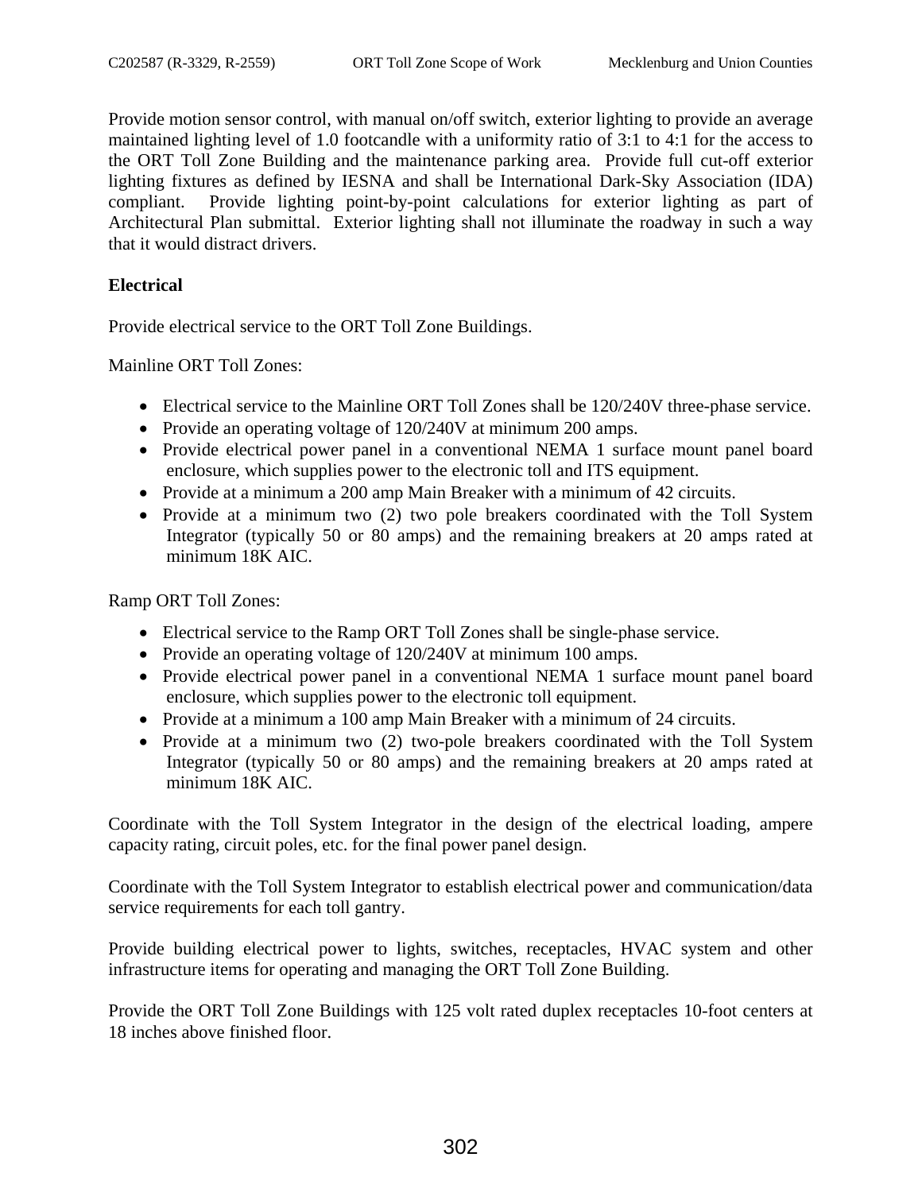Provide motion sensor control, with manual on/off switch, exterior lighting to provide an average maintained lighting level of 1.0 footcandle with a uniformity ratio of 3:1 to 4:1 for the access to the ORT Toll Zone Building and the maintenance parking area. Provide full cut-off exterior lighting fixtures as defined by IESNA and shall be International Dark-Sky Association (IDA) compliant. Provide lighting point-by-point calculations for exterior lighting as part of Architectural Plan submittal. Exterior lighting shall not illuminate the roadway in such a way that it would distract drivers.

**Electrical**

Provide electrical service to the ORT Toll Zone Buildings.

Mainline ORT Toll Zones:

- Electrical service to the Mainline ORT Toll Zones shall be 120/240V three-phase service.
- Provide an operating voltage of 120/240V at minimum 200 amps.
- Provide electrical power panel in a conventional NEMA 1 surface mount panel board enclosure, which supplies power to the electronic toll and ITS equipment.
- Provide at a minimum a 200 amp Main Breaker with a minimum of 42 circuits.
- Provide at a minimum two (2) two pole breakers coordinated with the Toll System Integrator (typically 50 or 80 amps) and the remaining breakers at 20 amps rated at minimum 18K AIC.

Ramp ORT Toll Zones:

- Electrical service to the Ramp ORT Toll Zones shall be single-phase service.
- Provide an operating voltage of 120/240V at minimum 100 amps.
- Provide electrical power panel in a conventional NEMA 1 surface mount panel board enclosure, which supplies power to the electronic toll equipment.
- Provide at a minimum a 100 amp Main Breaker with a minimum of 24 circuits.
- Provide at a minimum two (2) two-pole breakers coordinated with the Toll System Integrator (typically 50 or 80 amps) and the remaining breakers at 20 amps rated at minimum 18K AIC.

Coordinate with the Toll System Integrator in the design of the electrical loading, ampere capacity rating, circuit poles, etc. for the final power panel design.

Coordinate with the Toll System Integrator to establish electrical power and communication/data service requirements for each toll gantry.

Provide building electrical power to lights, switches, receptacles, HVAC system and other infrastructure items for operating and managing the ORT Toll Zone Building.

Provide the ORT Toll Zone Buildings with 125 volt rated duplex receptacles 10-foot centers at 18 inches above finished floor.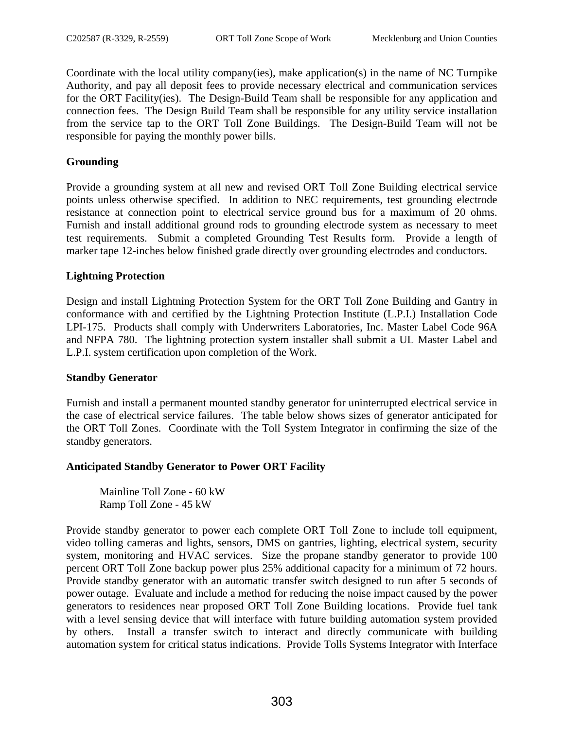Coordinate with the local utility company(ies), make application(s) in the name of NC Turnpike Authority, and pay all deposit fees to provide necessary electrical and communication services for the ORT Facility(ies). The Design-Build Team shall be responsible for any application and connection fees. The Design Build Team shall be responsible for any utility service installation from the service tap to the ORT Toll Zone Buildings. The Design-Build Team will not be responsible for paying the monthly power bills.

**Grounding**

Provide a grounding system at all new and revised ORT Toll Zone Building electrical service points unless otherwise specified. In addition to NEC requirements, test grounding electrode resistance at connection point to electrical service ground bus for a maximum of 20 ohms. Furnish and install additional ground rods to grounding electrode system as necessary to meet test requirements. Submit a completed Grounding Test Results form. Provide a length of marker tape 12-inches below finished grade directly over grounding electrodes and conductors.

**Lightning Protection**

Design and install Lightning Protection System for the ORT Toll Zone Building and Gantry in conformance with and certified by the Lightning Protection Institute (L.P.I.) Installation Code LPI-175. Products shall comply with Underwriters Laboratories, Inc. Master Label Code 96A and NFPA 780. The lightning protection system installer shall submit a UL Master Label and L.P.I. system certification upon completion of the Work.

**Standby Generator**

Furnish and install a permanent mounted standby generator for uninterrupted electrical service in the case of electrical service failures. The table below shows sizes of generator anticipated for the ORT Toll Zones. Coordinate with the Toll System Integrator in confirming the size of the standby generators.

**Anticipated Standby Generator to Power ORT Facility**

Mainline Toll Zone - 60 kW
Ramp Toll Zone - 45 kW

Provide standby generator to power each complete ORT Toll Zone to include toll equipment, video tolling cameras and lights, sensors, DMS on gantries, lighting, electrical system, security system, monitoring and HVAC services. Size the propane standby generator to provide 100 percent ORT Toll Zone backup power plus 25% additional capacity for a minimum of 72 hours. Provide standby generator with an automatic transfer switch designed to run after 5 seconds of power outage. Evaluate and include a method for reducing the noise impact caused by the power generators to residences near proposed ORT Toll Zone Building locations. Provide fuel tank with a level sensing device that will interface with future building automation system provided by others. Install a transfer switch to interact and directly communicate with building automation system for critical status indications. Provide Tolls Systems Integrator with Interface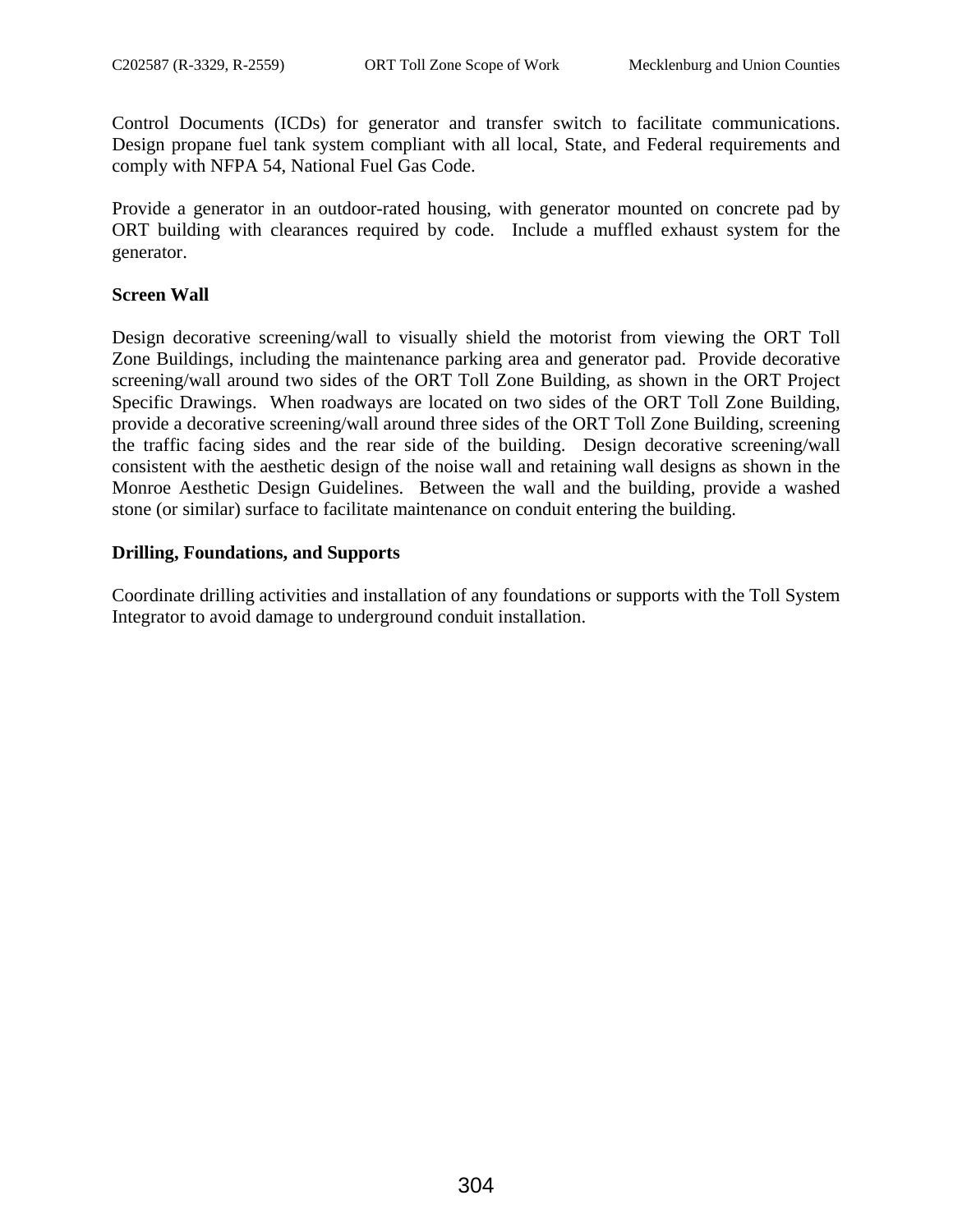Control Documents (ICDs) for generator and transfer switch to facilitate communications. Design propane fuel tank system compliant with all local, State, and Federal requirements and comply with NFPA 54, National Fuel Gas Code.

Provide a generator in an outdoor-rated housing, with generator mounted on concrete pad by ORT building with clearances required by code. Include a muffled exhaust system for the generator.

**Screen Wall**

Design decorative screening/wall to visually shield the motorist from viewing the ORT Toll Zone Buildings, including the maintenance parking area and generator pad. Provide decorative screening/wall around two sides of the ORT Toll Zone Building, as shown in the ORT Project Specific Drawings. When roadways are located on two sides of the ORT Toll Zone Building, provide a decorative screening/wall around three sides of the ORT Toll Zone Building, screening the traffic facing sides and the rear side of the building. Design decorative screening/wall consistent with the aesthetic design of the noise wall and retaining wall designs as shown in the Monroe Aesthetic Design Guidelines. Between the wall and the building, provide a washed stone (or similar) surface to facilitate maintenance on conduit entering the building.

**Drilling, Foundations, and Supports**

Coordinate drilling activities and installation of any foundations or supports with the Toll System Integrator to avoid damage to underground conduit installation.